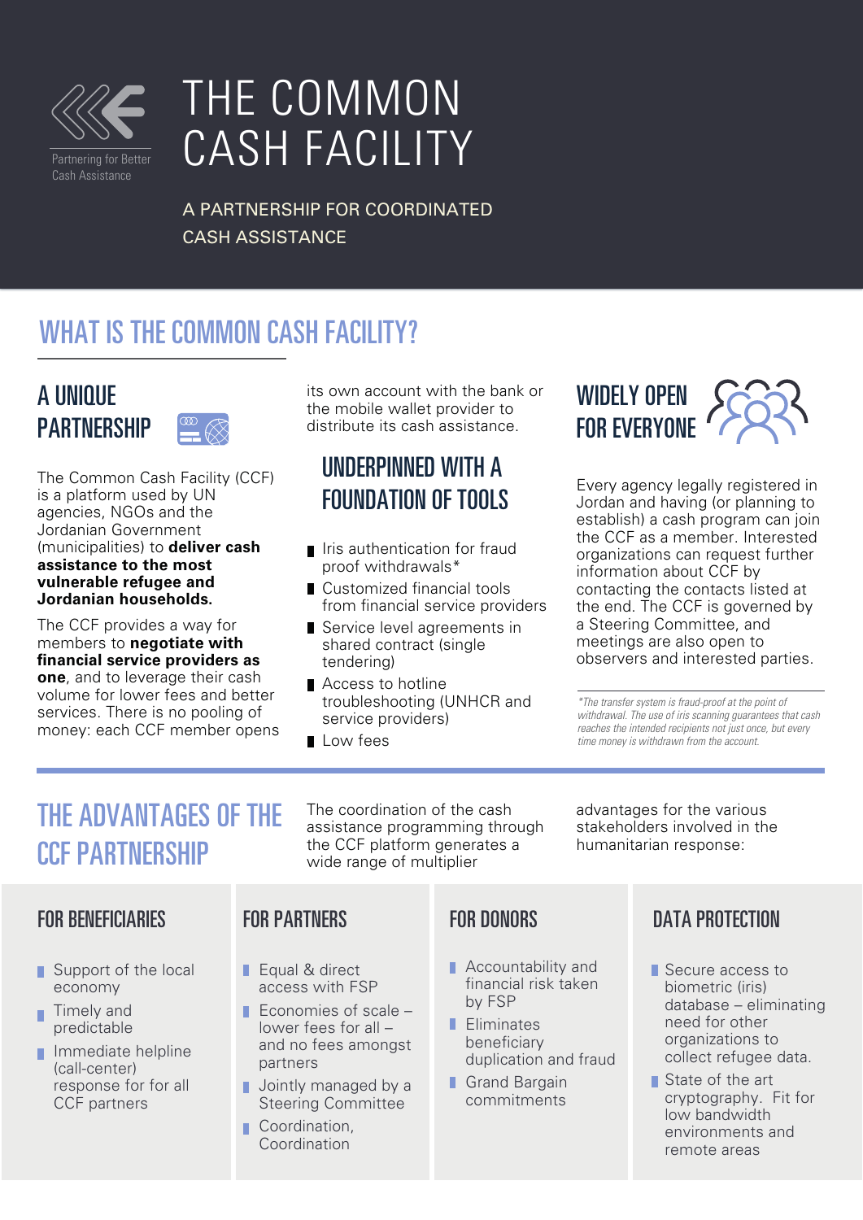Partnering for Better Cash Assistance

# THE COMMON CASH FACILITY

A PARTNERSHIP FOR COORDINATED CASH ASSISTANCE

## WHAT IS THE COMMON CASH FACILITY?

### A UNIQUE PARTNERSHIP

The Common Cash Facility (CCF) is a platform used by UN agencies, NGOs and the Jordanian Government (municipalities) to **deliver cash assistance to the most vulnerable refugee and Jordanian households.**

The CCF provides a way for members to **negotiate with financial service providers as one**, and to leverage their cash volume for lower fees and better services. There is no pooling of money: each CCF member opens its own account with the bank or the mobile wallet provider to distribute its cash assistance.

### UNDERPINNED WITH A FOUNDATION OF TOOLS

- Iris authentication for fraud proof withdrawals*
- Customized financial tools from financial service providers
- Service level agreements in shared contract (single tendering)
- Access to hotline troubleshooting (UNHCR and service providers)
- Low fees

### WIDELY OPEN FOR EVERYONE

Every agency legally registered in Jordan and having (or planning to establish) a cash program can join the CCF as a member. Interested organizations can request further information about CCF by contacting the contacts listed at the end. The CCF is governed by a Steering Committee, and meetings are also open to observers and interested parties.

*\*The transfer system is fraud-proof at the point of withdrawal. The use of iris scanning guarantees that cash reaches the intended recipients not just once, but every time money is withdrawn from the account.*

## THE ADVANTAGES OF THE CCF PARTNERSHIP

The coordination of the cash assistance programming through the CCF platform generates a wide range of multiplier advantages for the various stakeholders involved in the humanitarian response:

### FOR BENEFICIARIES

- Support of the local economy
- Timely and predictable
- Immediate helpline (call-center) response for for all CCF partners

### FOR PARTNERS

- Equal & direct access with FSP
- Economies of scale – lower fees for all – and no fees amongst partners
- Jointly managed by a Steering Committee
- Coordination, Coordination

### FOR DONORS

- Accountability and financial risk taken by FSP
- Eliminates beneficiary duplication and fraud
- Grand Bargain commitments

### DATA PROTECTION

- Secure access to biometric (iris) database – eliminating need for other organizations to collect refugee data.
- State of the art cryptography. Fit for low bandwidth environments and remote areas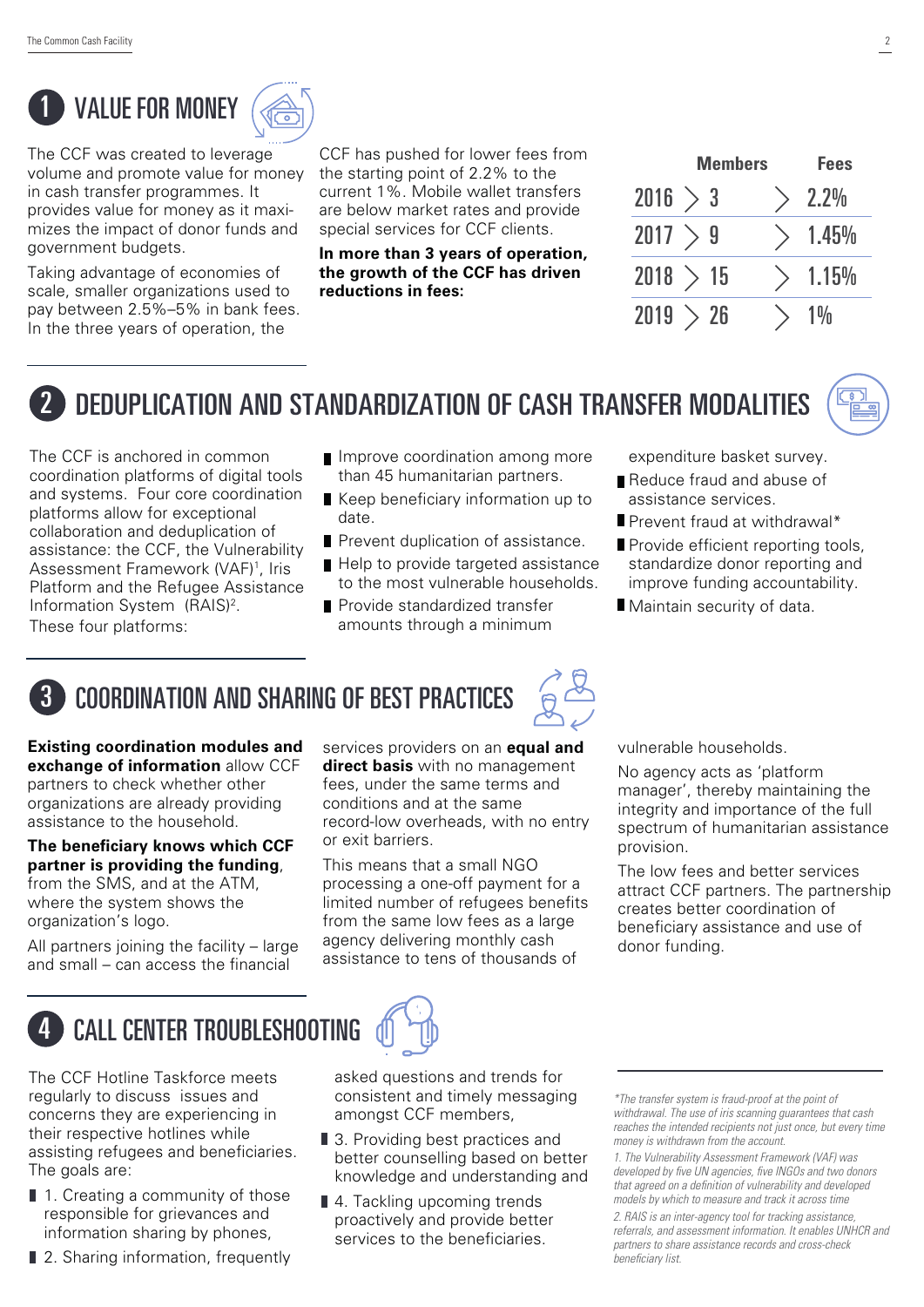## 1 VALUE FOR MONEY

The CCF was created to leverage volume and promote value for money in cash transfer programmes. It provides value for money as it maximizes the impact of donor funds and government budgets.

Taking advantage of economies of scale, smaller organizations used to pay between 2.5%–5% in bank fees. In the three years of operation, the CCF has pushed for lower fees from the starting point of 2.2% to the current 1%. Mobile wallet transfers are below market rates and provide special services for CCF clients.

**In more than 3 years of operation, the growth of the CCF has driven reductions in fees:**

| Year | Members | Fees |
|---|---|---|
| 2016 | 3 | 2.2% |
| 2017 | 9 | 1.45% |
| 2018 | 15 | 1.15% |
| 2019 | 26 | 1% |

## 2 DEDUPLICATION AND STANDARDIZATION OF CASH TRANSFER MODALITIES

The CCF is anchored in common coordination platforms of digital tools and systems. Four core coordination platforms allow for exceptional collaboration and deduplication of assistance: the CCF, the Vulnerability Assessment Framework (VAF)[1], Iris Platform and the Refugee Assistance Information System (RAIS)[2].

These four platforms:

- Improve coordination among more than 45 humanitarian partners.
- Keep beneficiary information up to date.
- Prevent duplication of assistance.
- Help to provide targeted assistance to the most vulnerable households.
- Provide standardized transfer amounts through a minimum expenditure basket survey.
- Reduce fraud and abuse of assistance services.
- Prevent fraud at withdrawal*
- Provide efficient reporting tools, standardize donor reporting and improve funding accountability.
- Maintain security of data.

## 3 COORDINATION AND SHARING OF BEST PRACTICES

**Existing coordination modules and exchange of information** allow CCF partners to check whether other organizations are already providing assistance to the household.

**The beneficiary knows which CCF partner is providing the funding**, from the SMS, and at the ATM, where the system shows the organization's logo.

All partners joining the facility – large and small – can access the financial services providers on an **equal and direct basis** with no management fees, under the same terms and conditions and at the same record-low overheads, with no entry or exit barriers.

This means that a small NGO processing a one-off payment for a limited number of refugees benefits from the same low fees as a large agency delivering monthly cash assistance to tens of thousands of vulnerable households.

No agency acts as 'platform manager', thereby maintaining the integrity and importance of the full spectrum of humanitarian assistance provision.

The low fees and better services attract CCF partners. The partnership creates better coordination of beneficiary assistance and use of donor funding.

## 4 CALL CENTER TROUBLESHOOTING

The CCF Hotline Taskforce meets regularly to discuss issues and concerns they are experiencing in their respective hotlines while assisting refugees and beneficiaries. The goals are:

- 1. Creating a community of those responsible for grievances and information sharing by phones,
- 2. Sharing information, frequently asked questions and trends for consistent and timely messaging amongst CCF members,
- 3. Providing best practices and better counselling based on better knowledge and understanding and
- 4. Tackling upcoming trends proactively and provide better services to the beneficiaries.

---

*\*The transfer system is fraud-proof at the point of withdrawal. The use of iris scanning guarantees that cash reaches the intended recipients not just once, but every time money is withdrawn from the account.*

*1. The Vulnerability Assessment Framework (VAF) was developed by five UN agencies, five INGOs and two donors that agreed on a definition of vulnerability and developed models by which to measure and track it across time*

*2. RAIS is an inter-agency tool for tracking assistance, referrals, and assessment information. It enables UNHCR and partners to share assistance records and cross-check beneficiary list.*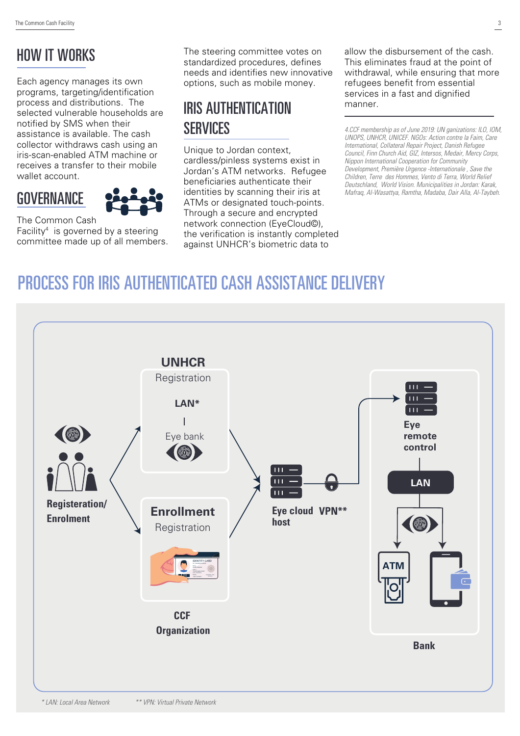## HOW IT WORKS

Each agency manages its own programs, targeting/identification process and distributions. The selected vulnerable households are notified by SMS when their assistance is available. The cash collector withdraws cash using an iris-scan-enabled ATM machine or receives a transfer to their mobile wallet account.

## GOVERNANCE

The Common Cash Facility[4] is governed by a steering committee made up of all members. The steering committee votes on standardized procedures, defines needs and identifies new innovative options, such as mobile money.

## IRIS AUTHENTICATION SERVICES

Unique to Jordan context, cardless/pinless systems exist in Jordan's ATM networks. Refugee beneficiaries authenticate their identities by scanning their iris at ATMs or designated touch-points. Through a secure and encrypted network connection (EyeCloud©), the verification is instantly completed against UNHCR's biometric data to allow the disbursement of the cash. This eliminates fraud at the point of withdrawal, while ensuring that more refugees benefit from essential services in a fast and dignified manner.

*4.CCF membership as of June 2019: UN ganizations: ILO, IOM, UNOPS, UNHCR, UNICEF. NGOs: Action contre la Faim, Care International, Collateral Repair Project, Danish Refugee Council, Finn Church Aid, GIZ, Intersos, Medair, Mercy Corps, Nippon International Cooperation for Community Development, Première Urgence -Internationale , Save the Children, Terre des Hommes, Vento di Terra, World Relief Deutschland, World Vision. Municipalities in Jordan: Karak, Mafraq, Al-Wasattya, Ramtha, Madaba, Dair Alla, Al-Taybeh.*

## PROCESS FOR IRIS AUTHENTICATED CASH ASSISTANCE DELIVERY

**Registeration/ Enrolment**

**UNHCR**
Registration
**LAN***
Eye bank

**Enrollment**
Registration

**CCF Organization**

**Eye cloud host** **VPN****

**Eye remote control**
**LAN**
**ATM**

**Bank**

*\* LAN: Local Area Network*    *\*\* VPN: Virtual Private Network*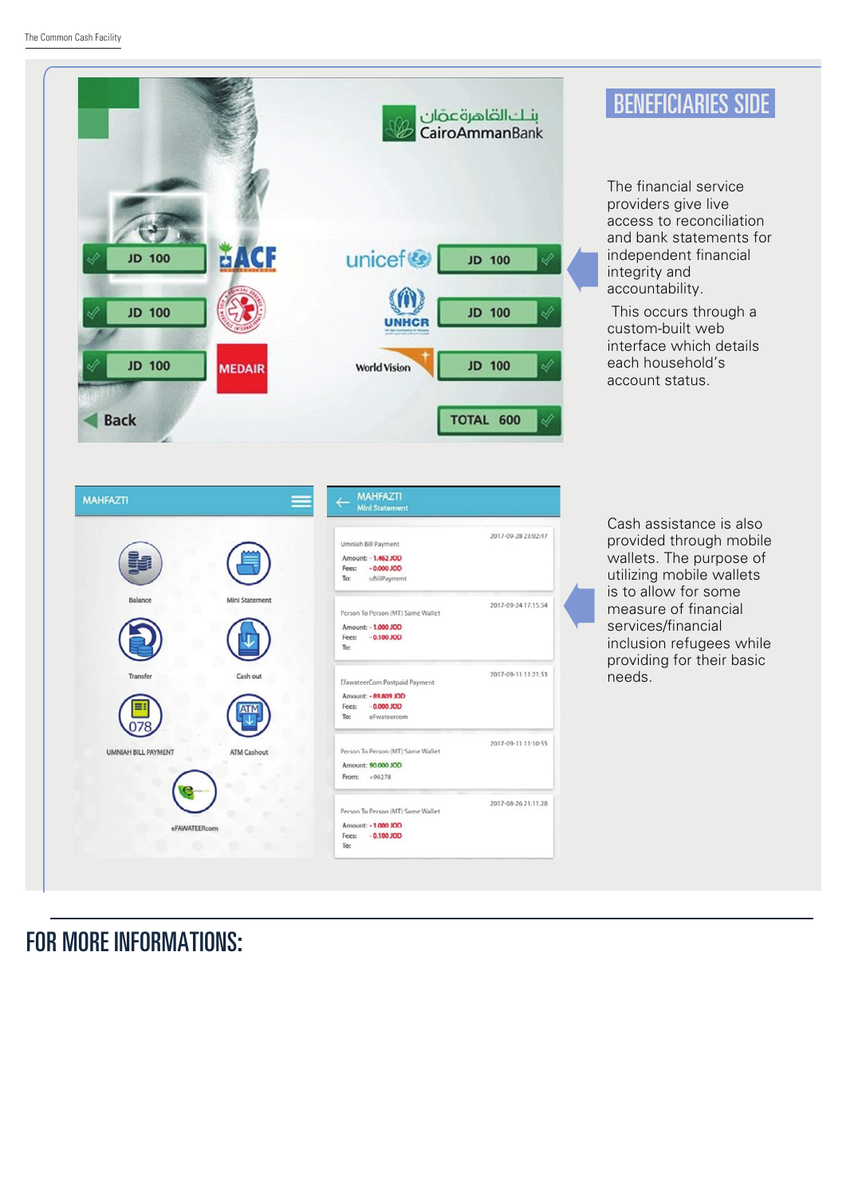## BENEFICIARIES SIDE

The financial service providers give live access to reconciliation and bank statements for independent financial integrity and accountability.

This occurs through a custom-built web interface which details each household's account status.

Cash assistance is also provided through mobile wallets. The purpose of utilizing mobile wallets is to allow for some measure of financial services/financial inclusion refugees while providing for their basic needs.

## FOR MORE INFORMATIONS: